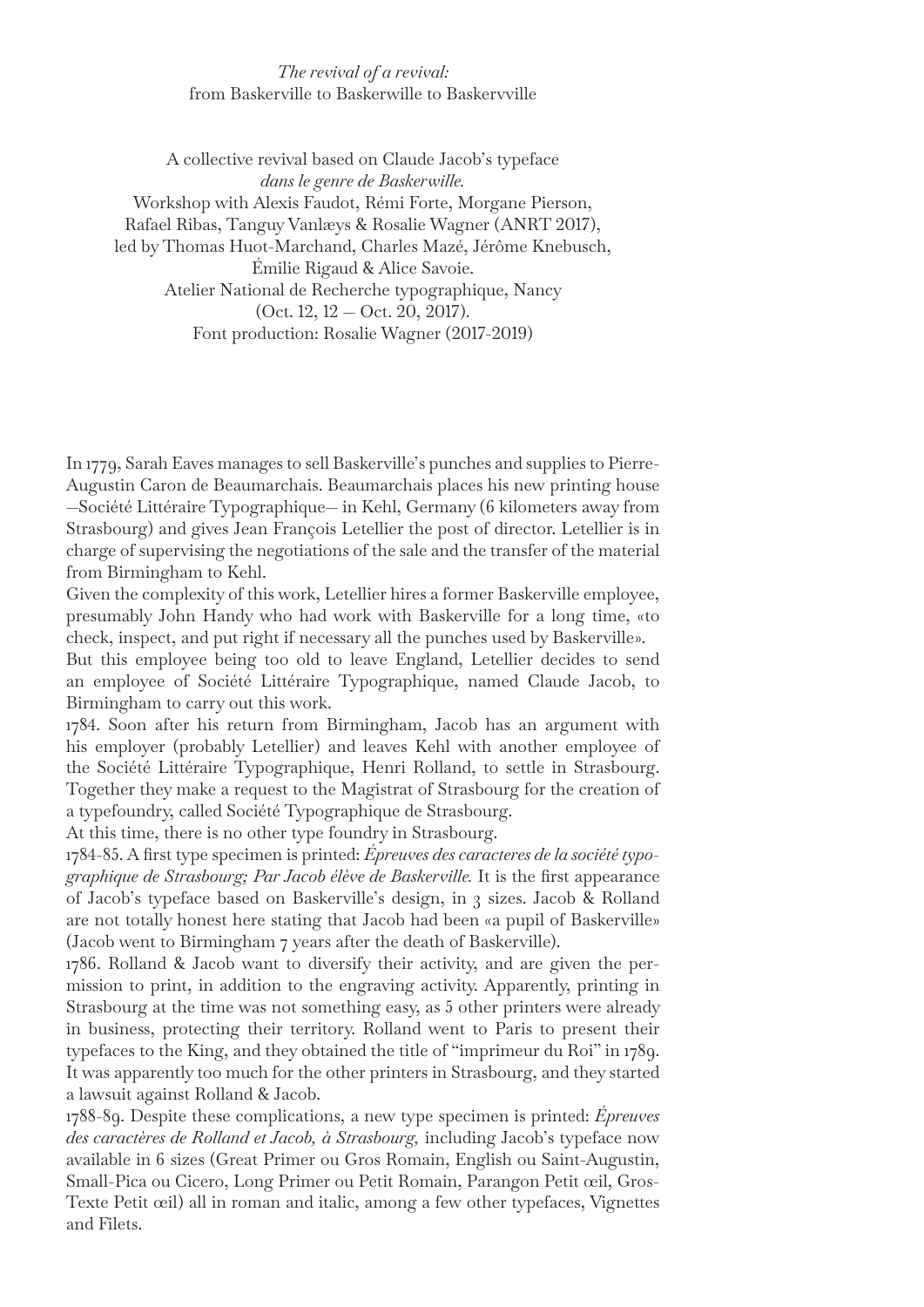*The revival of a revival:*
from Baskerville to Baskerwille to Baskervville

A collective revival based on Claude Jacob's typeface
*dans le genre de Baskerwille.*
Workshop with Alexis Faudot, Rémi Forte, Morgane Pierson,
Rafael Ribas, Tanguy Vanlæys & Rosalie Wagner (ANRT 2017),
led by Thomas Huot-Marchand, Charles Mazé, Jérôme Knebusch,
Émilie Rigaud & Alice Savoie.
Atelier National de Recherche typographique, Nancy
(Oct. 12, 12 — Oct. 20, 2017).
Font production: Rosalie Wagner (2017-2019)

In 1779, Sarah Eaves manages to sell Baskerville's punches and supplies to Pierre-Augustin Caron de Beaumarchais. Beaumarchais places his new printing house —Société Littéraire Typographique— in Kehl, Germany (6 kilometers away from Strasbourg) and gives Jean François Letellier the post of director. Letellier is in charge of supervising the negotiations of the sale and the transfer of the material from Birmingham to Kehl.

Given the complexity of this work, Letellier hires a former Baskerville employee, presumably John Handy who had work with Baskerville for a long time, «to check, inspect, and put right if necessary all the punches used by Baskerville».

But this employee being too old to leave England, Letellier decides to send an employee of Société Littéraire Typographique, named Claude Jacob, to Birmingham to carry out this work.

1784. Soon after his return from Birmingham, Jacob has an argument with his employer (probably Letellier) and leaves Kehl with another employee of the Société Littéraire Typographique, Henri Rolland, to settle in Strasbourg. Together they make a request to the Magistrat of Strasbourg for the creation of a typefoundry, called Société Typographique de Strasbourg.

At this time, there is no other type foundry in Strasbourg.

1784-85. A first type specimen is printed: *Épreuves des caracteres de la société typographique de Strasbourg; Par Jacob élève de Baskerville.* It is the first appearance of Jacob's typeface based on Baskerville's design, in 3 sizes. Jacob & Rolland are not totally honest here stating that Jacob had been «a pupil of Baskerville» (Jacob went to Birmingham 7 years after the death of Baskerville).

1786. Rolland & Jacob want to diversify their activity, and are given the permission to print, in addition to the engraving activity. Apparently, printing in Strasbourg at the time was not something easy, as 5 other printers were already in business, protecting their territory. Rolland went to Paris to present their typefaces to the King, and they obtained the title of "imprimeur du Roi" in 1789. It was apparently too much for the other printers in Strasbourg, and they started a lawsuit against Rolland & Jacob.

1788-89. Despite these complications, a new type specimen is printed: *Épreuves des caractères de Rolland et Jacob, à Strasbourg,* including Jacob's typeface now available in 6 sizes (Great Primer ou Gros Romain, English ou Saint-Augustin, Small-Pica ou Cicero, Long Primer ou Petit Romain, Parangon Petit œil, Gros-Texte Petit œil) all in roman and italic, among a few other typefaces, Vignettes and Filets.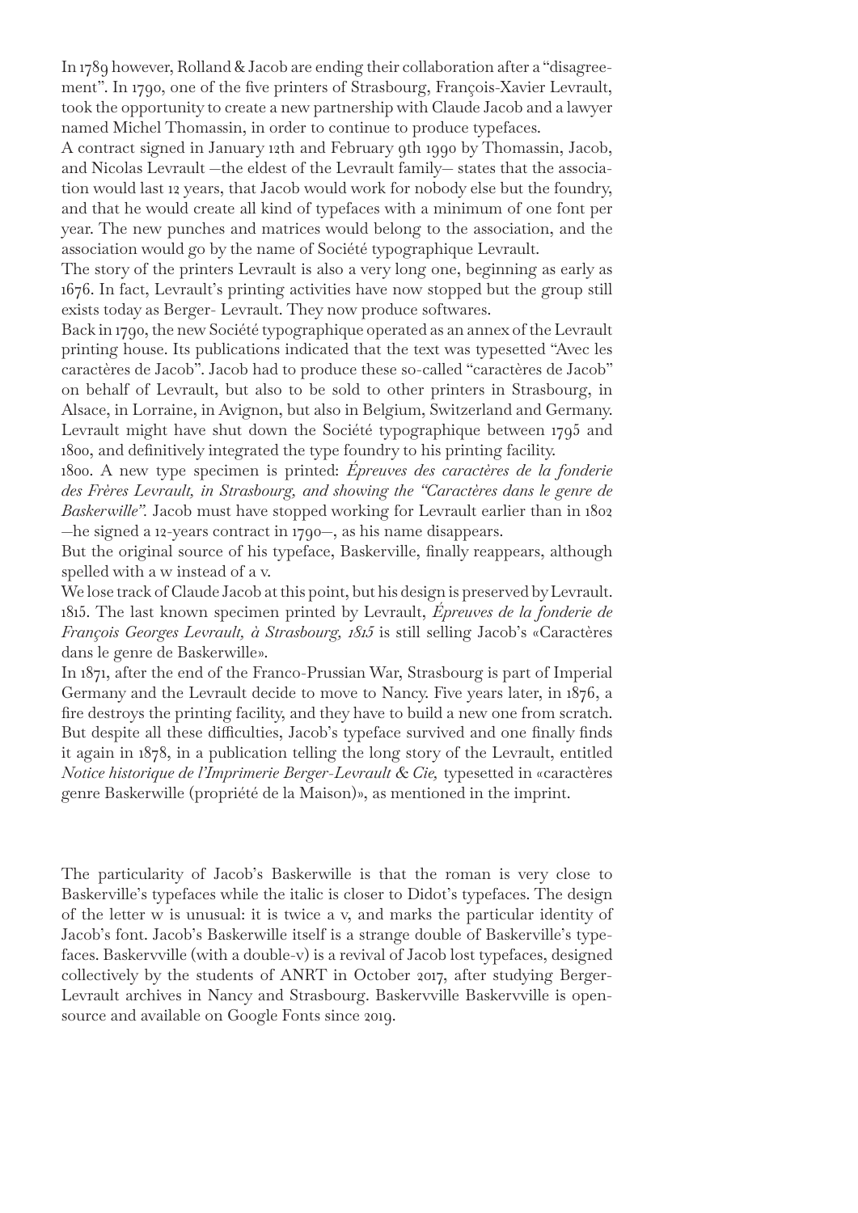In 1789 however, Rolland & Jacob are ending their collaboration after a "disagreement". In 1790, one of the five printers of Strasbourg, François-Xavier Levrault, took the opportunity to create a new partnership with Claude Jacob and a lawyer named Michel Thomassin, in order to continue to produce typefaces.

A contract signed in January 12th and February 9th 1990 by Thomassin, Jacob, and Nicolas Levrault –the eldest of the Levrault family– states that the association would last 12 years, that Jacob would work for nobody else but the foundry, and that he would create all kind of typefaces with a minimum of one font per year. The new punches and matrices would belong to the association, and the association would go by the name of Société typographique Levrault.

The story of the printers Levrault is also a very long one, beginning as early as 1676. In fact, Levrault's printing activities have now stopped but the group still exists today as Berger- Levrault. They now produce softwares.

Back in 1790, the new Société typographique operated as an annex of the Levrault printing house. Its publications indicated that the text was typesetted "Avec les caractères de Jacob". Jacob had to produce these so-called "caractères de Jacob" on behalf of Levrault, but also to be sold to other printers in Strasbourg, in Alsace, in Lorraine, in Avignon, but also in Belgium, Switzerland and Germany. Levrault might have shut down the Société typographique between 1795 and 1800, and definitively integrated the type foundry to his printing facility.

1800. A new type specimen is printed: *Épreuves des caractères de la fonderie des Frères Levrault, in Strasbourg, and showing the "Caractères dans le genre de Baskerwille".* Jacob must have stopped working for Levrault earlier than in 1802 –he signed a 12-years contract in 1790–, as his name disappears.

But the original source of his typeface, Baskerville, finally reappears, although spelled with a w instead of a v.

We lose track of Claude Jacob at this point, but his design is preserved by Levrault.

1815. The last known specimen printed by Levrault, *Épreuves de la fonderie de François Georges Levrault, à Strasbourg, 1815* is still selling Jacob's «Caractères dans le genre de Baskerwille».

In 1871, after the end of the Franco-Prussian War, Strasbourg is part of Imperial Germany and the Levrault decide to move to Nancy. Five years later, in 1876, a fire destroys the printing facility, and they have to build a new one from scratch. But despite all these difficulties, Jacob's typeface survived and one finally finds it again in 1878, in a publication telling the long story of the Levrault, entitled *Notice historique de l'Imprimerie Berger-Levrault & Cie,* typesetted in «caractères genre Baskerwille (propriété de la Maison)», as mentioned in the imprint.

The particularity of Jacob's Baskerwille is that the roman is very close to Baskerville's typefaces while the italic is closer to Didot's typefaces. The design of the letter w is unusual: it is twice a v, and marks the particular identity of Jacob's font. Jacob's Baskerwille itself is a strange double of Baskerville's typefaces. Baskervville (with a double-v) is a revival of Jacob lost typefaces, designed collectively by the students of ANRT in October 2017, after studying Berger-Levrault archives in Nancy and Strasbourg. Baskervville Baskervville is open-source and available on Google Fonts since 2019.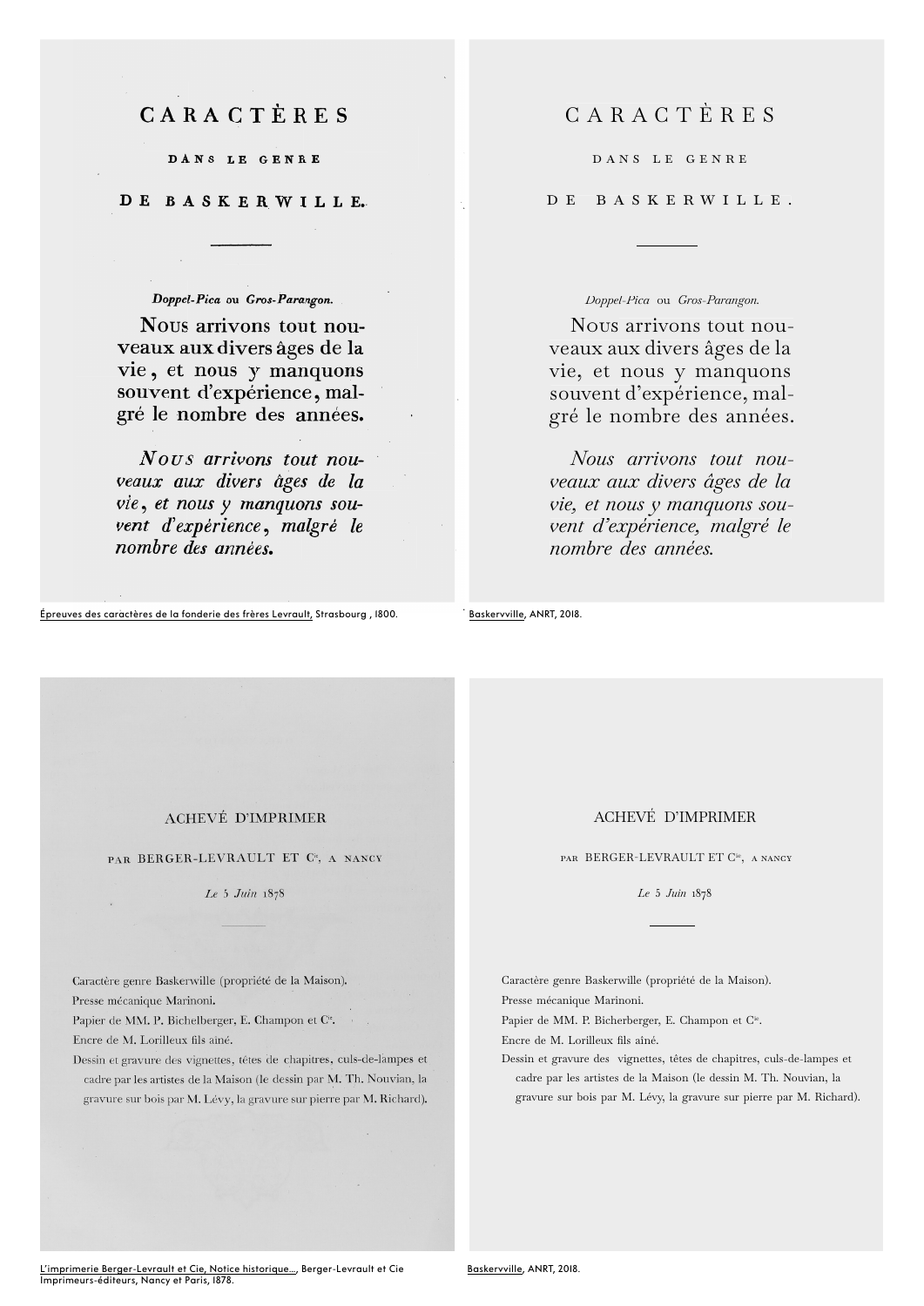CARACTÈRES

DANS LE GENRE

DE BASKERWILLE.

*Doppel-Pica* ou *Gros-Parangon.*

Nous arrivons tout nouveaux aux divers âges de la vie, et nous y manquons souvent d'expérience, malgré le nombre des années.

*Nous arrivons tout nouveaux aux divers âges de la vie, et nous y manquons souvent d'expérience, malgré le nombre des années.*

Épreuves des caractères de la fonderie des frères Levrault, Strasbourg , 1800.

CARACTÈRES

DANS LE GENRE

DE BASKERWILLE.

*Doppel-Pica* ou *Gros-Parangon.*

Nous arrivons tout nouveaux aux divers âges de la vie, et nous y manquons souvent d'expérience, malgré le nombre des années.

*Nous arrivons tout nouveaux aux divers âges de la vie, et nous y manquons souvent d'expérience, malgré le nombre des années.*

Baskervville, ANRT, 2018.

ACHEVÉ D'IMPRIMER

PAR BERGER-LEVRAULT ET C[ie], A NANCY

*Le* 5 *Juin* 1878

Caractère genre Baskerwille (propriété de la Maison).
Presse mécanique Marinoni.
Papier de MM. P. Bichelberger, E. Champon et C[ie].
Encre de M. Lorilleux fils aîné.
Dessin et gravure des vignettes, têtes de chapitres, culs-de-lampes et cadre par les artistes de la Maison (le dessin par M. Th. Nouvian, la gravure sur bois par M. Lévy, la gravure sur pierre par M. Richard).

L'imprimerie Berger-Levrault et Cie, Notice historique..., Berger-Levrault et Cie Imprimeurs-éditeurs, Nancy et Paris, 1878.

ACHEVÉ D'IMPRIMER

PAR BERGER-LEVRAULT ET C[ie], A NANCY

*Le* 5 *Juin* 1878

Caractère genre Baskerwille (propriété de la Maison).
Presse mécanique Marinoni.
Papier de MM. P. Bicherberger, E. Champon et C[ie].
Encre de M. Lorilleux fils aîné.
Dessin et gravure des vignettes, têtes de chapitres, culs-de-lampes et cadre par les artistes de la Maison (le dessin M. Th. Nouvian, la gravure sur bois par M. Lévy, la gravure sur pierre par M. Richard).

Baskervville, ANRT, 2018.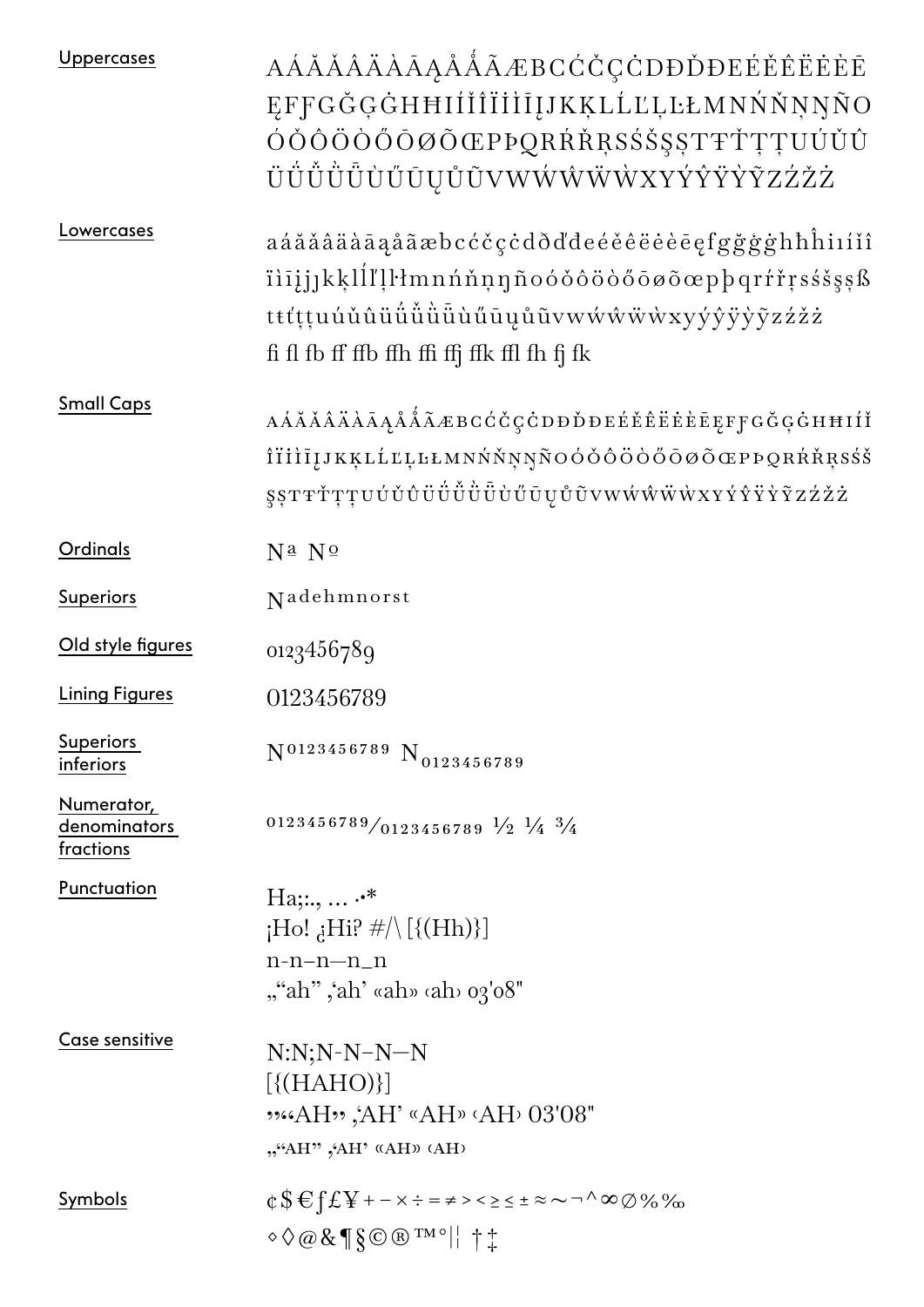Uppercases

AÁĂǍÂÄÀĀĄÅǺÃÆBCĆČÇĊDĐĎÐEÉĚÊËĖÈĒĘFƑGĞĢĠHĦIÍǏÎÏİÌĪĮJKĶLĹĽĻĿŁMNŃŇŅŊÑOÓǑÔÖÒŐŌØÕŒPÞQRŔŘŖSŚŠŞȘTŦŤŢȚUÚǓÛÜǗǙǛǕÙŰŪŲŮŨVWẂŴẄẀXYÝŶŸỲỸZŹŽŻ

Lowercases

aáăǎâäàāąåǻãæbcćčçċdðďđeéěêëėèēęfƒgğģġhħĥiıíǐîïìīįjȷkķlĺľļŀłmnńňņŋñoóǒôöòőōøõœpþqrŕřŗsśšşșßtŧťţțuúǔûüǘǚǜǖùűūųůũvwẃŵẅẁxyýŷÿỳỹzźžż
ﬁ ﬂ fb ﬀ ffb ffh ﬃ ffj ffk ﬄ fh fj fk

Small Caps

AÁĂǍÂÄÀĀĄÅǺÃÆBCĆČÇĊDĐĎÐEÉĚÊËĖÈĒĘFƑGĞĢĠHĦIÍǏÎÏİÌĪĮJKĶLĹĽĻĿŁMNŃŇŅŊÑOÓǑÔÖÒŐŌØÕŒPÞQRŔŘŖSŚŠŞȘTŦŤŢȚUÚǓÛÜǗǙǛǕÙŰŪŲŮŨVWẂŴẄẀXYÝŶŸỲỸZŹŽŻ

Ordinals

Nª Nº

Superiors

N adehmnorst

Old style figures

0123456789

Lining Figures

0123456789

Superiors inferiors

N0123456789 N0123456789

Numerator, denominators fractions

0123456789/0123456789 ½ ¼ ¾

Punctuation

Ha;:., … ·•*
¡Ho! ¿Hi? #/\ [{(Hh)}]
n-n–n—n_n
„“ah” ‚‘ah’ «ah» ‹ah› 03'08"

Case sensitive

N:N;N-N–N—N
[{(HAHO)}]
„“AH” ‚‘AH’ «AH» ‹AH› 03'08"
„“AH” ‚‘AH’ «AH» ‹AH›

Symbols

¢$€ƒ£¥+−×÷=≠><≥≤±≈~¬^∞∅%‰
◊◊@&¶§©®™°|¦ †‡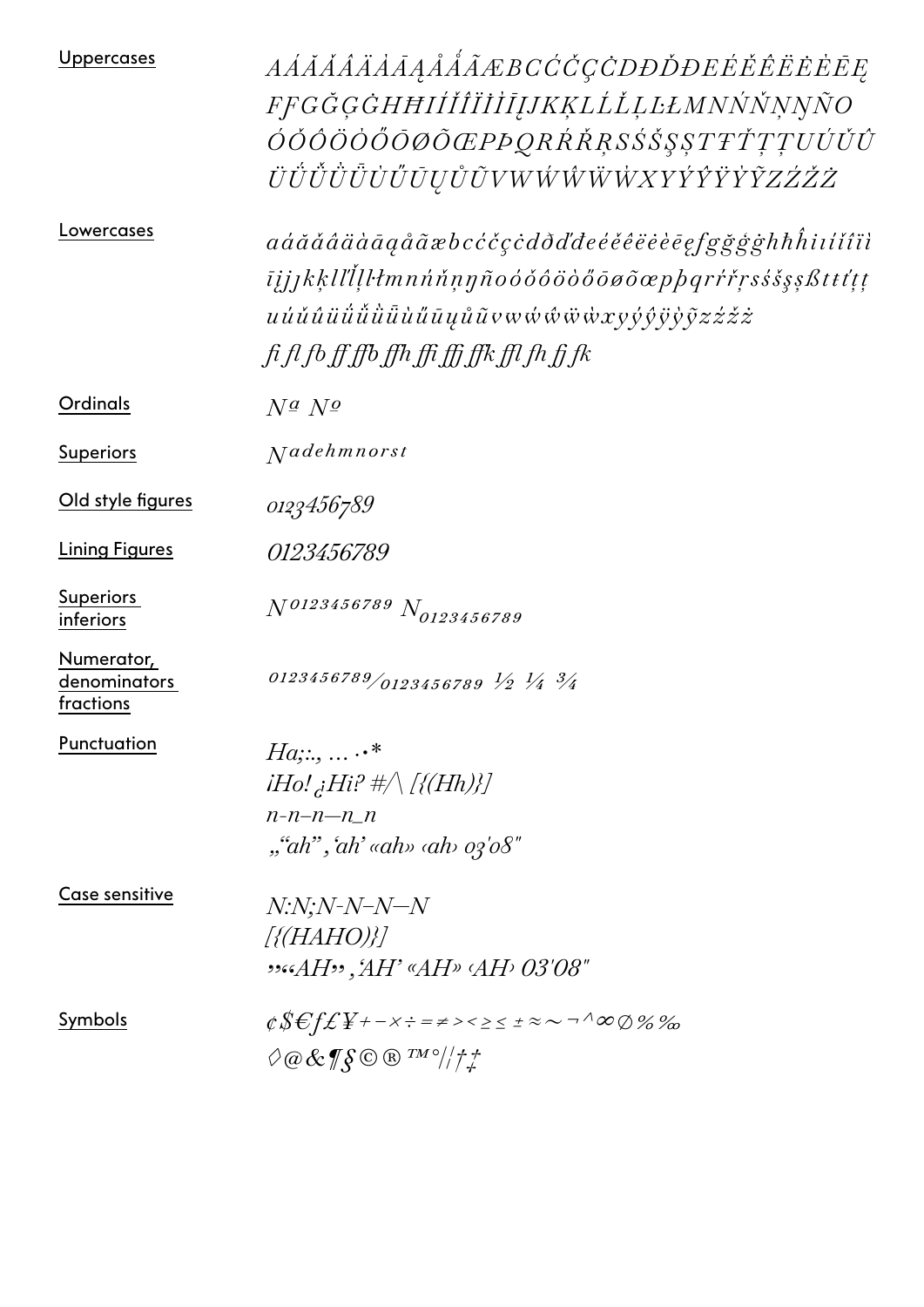Uppercases

AÁĂǍÂÄȦÀĀĄÅǺÃÆBCĆČÇĊDĐĎĐEÉĚÊËĖÈĒĘ
FƑGĞĢĠHĦIÍǏÎÏİÌĪĮJKĶLĹĽĻĿŁMNŃŇŅŊÑO
ÓǑÔÖȮŐŌØÕŒPÞQRŔŘŖSŚŠŞȘTŦŤŢȚUÚŬÛ
ÜǗǙǛǕÙŰŪŲŮŨVWẂŴẄẀXYÝŶŸỲỸZŹŽŻ

Lowercases

aáăǎâäȧàāąåãæbcćčçċdðďđeéěêëėèēęfgğǧģġhħĥıiíǐîïì
īįȷjkķlĺľļŀłmnńňņŋñoóǒôöȯőōøõœpþqrŕřŗsśšşșßtŧťţț
uúŭûüǘǚǜǖùűūųůũvwẃŵẅẁxyýŷÿỳỹzźžż
fi fl fb ff ffb ffh ffi ffj ffk ffl fh fj fk

Ordinals

Nª Nº

Superiors

N adehmnorst

Old style figures

0123456789

Lining Figures

0123456789

Superiors inferiors

N 0123456789 N 0123456789

Numerator, denominators fractions

0123456789/0123456789 ½ ¼ ¾

Punctuation

Ha;:., … ·•*
¡Ho! ¿Hi? #/\ [{(Hh)}]
n-n–n—n_n
„“ah” ‚‘ah’ «ah» ‹ah› 03'08"

Case sensitive

N:N;N-N–N—N
[{(HAHO)}]
„“AH” ‚‘AH’ «AH» ‹AH› 03'08"

Symbols

¢$€ƒ£¥+−×÷=≠><≥≤±≈∼¬^∞∅%‰
◊@&¶§©® ™°|¦†‡